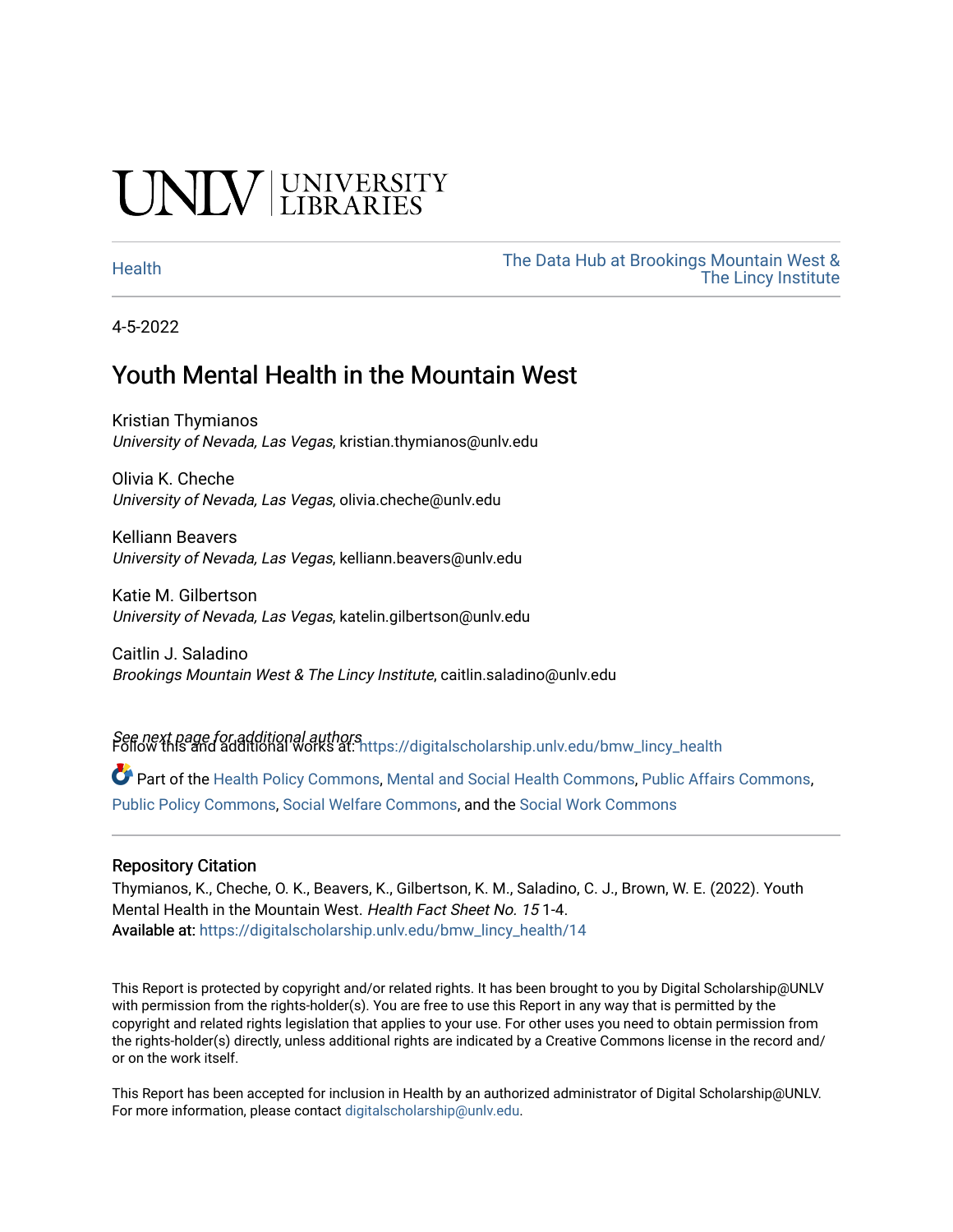UNLV | UNIVERSITY LIBRARIES

Health

The Data Hub at Brookings Mountain West & The Lincy Institute

4-5-2022

# Youth Mental Health in the Mountain West

Kristian Thymianos
*University of Nevada, Las Vegas*, kristian.thymianos@unlv.edu

Olivia K. Cheche
*University of Nevada, Las Vegas*, olivia.cheche@unlv.edu

Kelliann Beavers
*University of Nevada, Las Vegas*, kelliann.beavers@unlv.edu

Katie M. Gilbertson
*University of Nevada, Las Vegas*, katelin.gilbertson@unlv.edu

Caitlin J. Saladino
*Brookings Mountain West & The Lincy Institute*, caitlin.saladino@unlv.edu

See next page for additional authors

Follow this and additional works at: https://digitalscholarship.unlv.edu/bmw_lincy_health

Part of the Health Policy Commons, Mental and Social Health Commons, Public Affairs Commons, Public Policy Commons, Social Welfare Commons, and the Social Work Commons

## Repository Citation

Thymianos, K., Cheche, O. K., Beavers, K., Gilbertson, K. M., Saladino, C. J., Brown, W. E. (2022). Youth Mental Health in the Mountain West. *Health Fact Sheet No. 15* 1-4.
Available at: https://digitalscholarship.unlv.edu/bmw_lincy_health/14

This Report is protected by copyright and/or related rights. It has been brought to you by Digital Scholarship@UNLV with permission from the rights-holder(s). You are free to use this Report in any way that is permitted by the copyright and related rights legislation that applies to your use. For other uses you need to obtain permission from the rights-holder(s) directly, unless additional rights are indicated by a Creative Commons license in the record and/or on the work itself.

This Report has been accepted for inclusion in Health by an authorized administrator of Digital Scholarship@UNLV. For more information, please contact digitalscholarship@unlv.edu.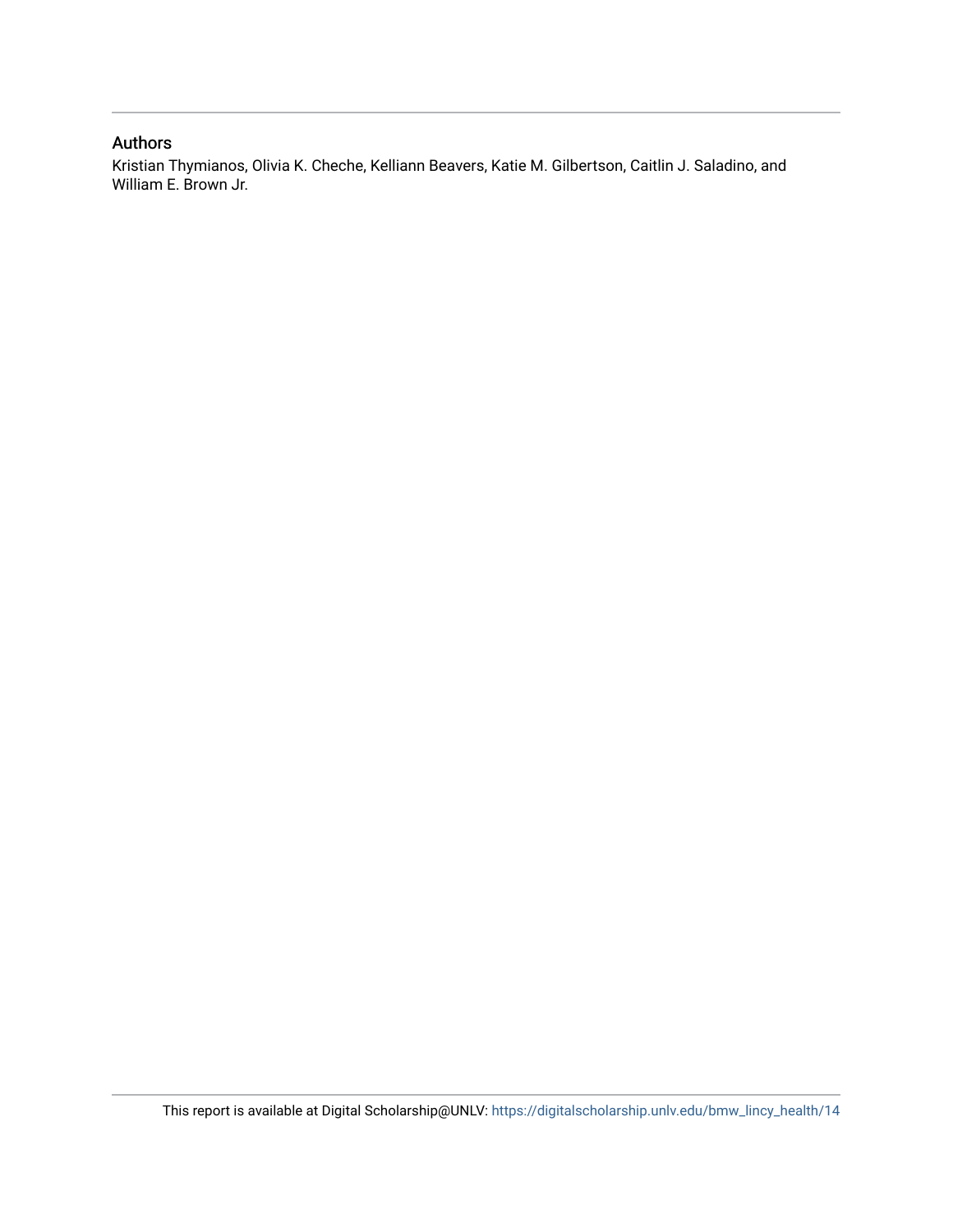## Authors

Kristian Thymianos, Olivia K. Cheche, Kelliann Beavers, Katie M. Gilbertson, Caitlin J. Saladino, and William E. Brown Jr.

This report is available at Digital Scholarship@UNLV: https://digitalscholarship.unlv.edu/bmw_lincy_health/14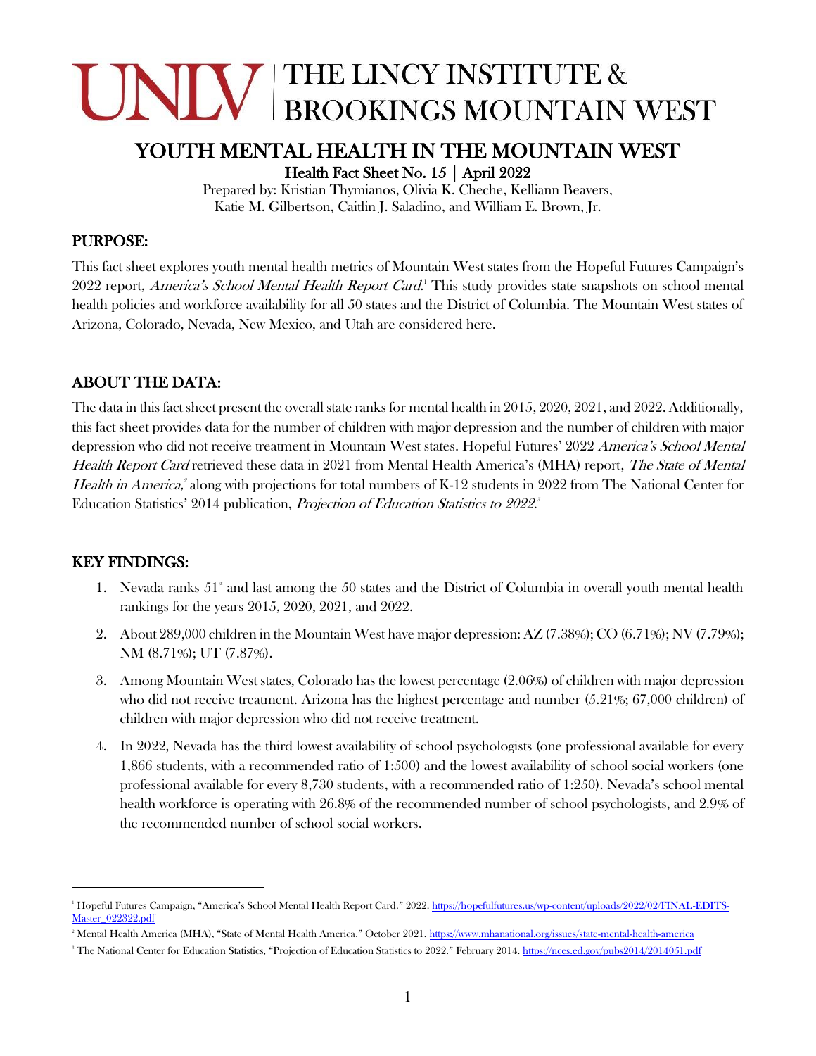# THE LINCY INSTITUTE & BROOKINGS MOUNTAIN WEST

# YOUTH MENTAL HEALTH IN THE MOUNTAIN WEST

**Health Fact Sheet No. 15 | April 2022**

Prepared by: Kristian Thymianos, Olivia K. Cheche, Kelliann Beavers, Katie M. Gilbertson, Caitlin J. Saladino, and William E. Brown, Jr.

## PURPOSE:

This fact sheet explores youth mental health metrics of Mountain West states from the Hopeful Futures Campaign's 2022 report, *America's School Mental Health Report Card.*[1] This study provides state snapshots on school mental health policies and workforce availability for all 50 states and the District of Columbia. The Mountain West states of Arizona, Colorado, Nevada, New Mexico, and Utah are considered here.

## ABOUT THE DATA:

The data in this fact sheet present the overall state ranks for mental health in 2015, 2020, 2021, and 2022. Additionally, this fact sheet provides data for the number of children with major depression and the number of children with major depression who did not receive treatment in Mountain West states. Hopeful Futures' 2022 *America's School Mental Health Report Card* retrieved these data in 2021 from Mental Health America's (MHA) report, *The State of Mental Health in America,*[2] along with projections for total numbers of K-12 students in 2022 from The National Center for Education Statistics' 2014 publication, *Projection of Education Statistics to 2022.*[3]

## KEY FINDINGS:

1. Nevada ranks 51st and last among the 50 states and the District of Columbia in overall youth mental health rankings for the years 2015, 2020, 2021, and 2022.
2. About 289,000 children in the Mountain West have major depression: AZ (7.38%); CO (6.71%); NV (7.79%); NM (8.71%); UT (7.87%).
3. Among Mountain West states, Colorado has the lowest percentage (2.06%) of children with major depression who did not receive treatment. Arizona has the highest percentage and number (5.21%; 67,000 children) of children with major depression who did not receive treatment.
4. In 2022, Nevada has the third lowest availability of school psychologists (one professional available for every 1,866 students, with a recommended ratio of 1:500) and the lowest availability of school social workers (one professional available for every 8,730 students, with a recommended ratio of 1:250). Nevada's school mental health workforce is operating with 26.8% of the recommended number of school psychologists, and 2.9% of the recommended number of school social workers.

---

[1] Hopeful Futures Campaign, "America's School Mental Health Report Card." 2022. https://hopefulfutures.us/wp-content/uploads/2022/02/FINAL-EDITS-Master_022322.pdf

[2] Mental Health America (MHA), "State of Mental Health America." October 2021. https://www.mhanational.org/issues/state-mental-health-america

[3] The National Center for Education Statistics, "Projection of Education Statistics to 2022." February 2014. https://nces.ed.gov/pubs2014/2014051.pdf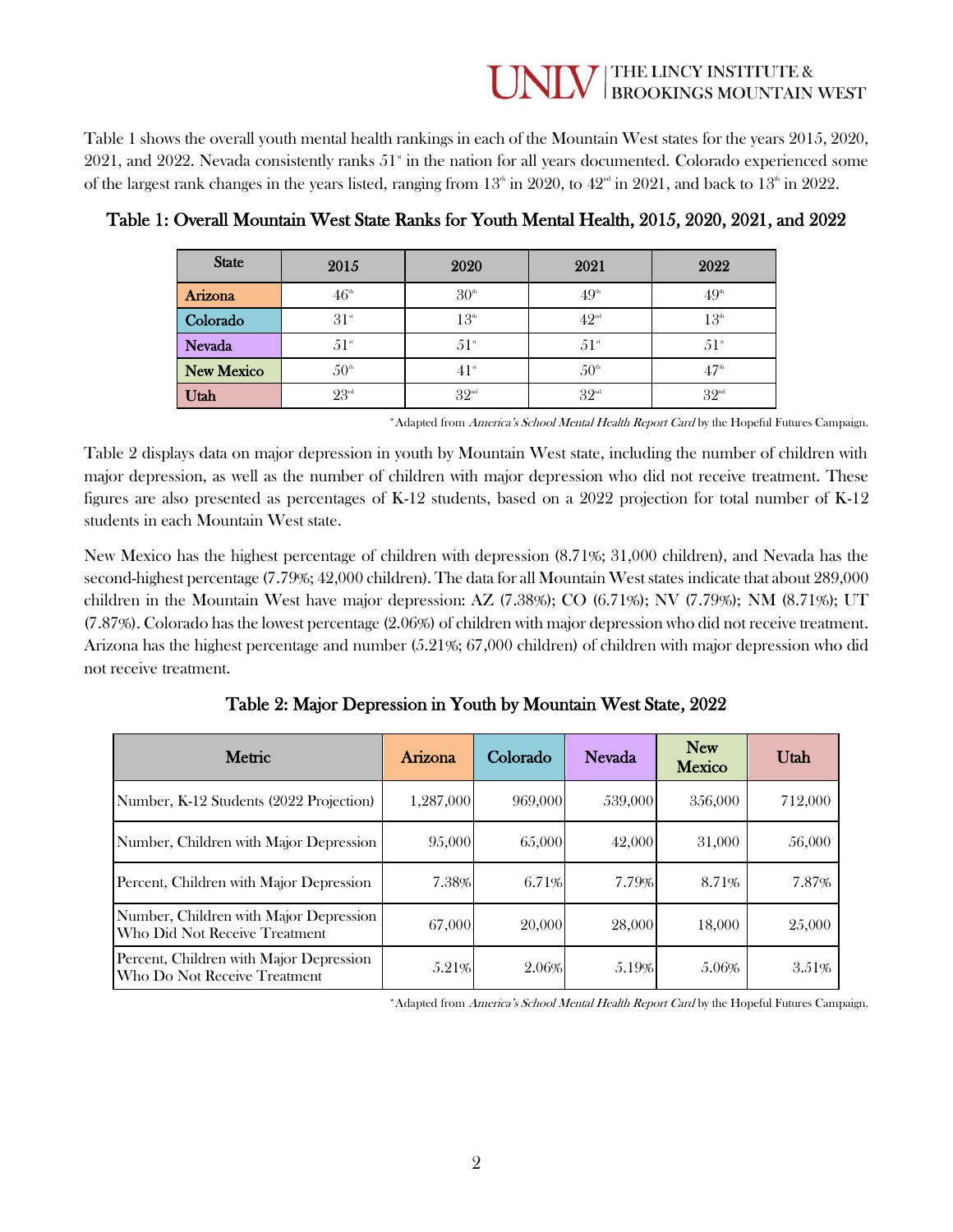Table 1 shows the overall youth mental health rankings in each of the Mountain West states for the years 2015, 2020, 2021, and 2022. Nevada consistently ranks 51st in the nation for all years documented. Colorado experienced some of the largest rank changes in the years listed, ranging from 13th in 2020, to 42nd in 2021, and back to 13th in 2022.

### Table 1: Overall Mountain West State Ranks for Youth Mental Health, 2015, 2020, 2021, and 2022

| State | 2015 | 2020 | 2021 | 2022 |
|---|---|---|---|---|
| Arizona | 46th | 30th | 49th | 49th |
| Colorado | 31st | 13th | 42nd | 13th |
| Nevada | 51st | 51st | 51st | 51st |
| New Mexico | 50th | 41st | 50th | 47th |
| Utah | 23rd | 32nd | 32nd | 32nd |

*Adapted from *America's School Mental Health Report Card* by the Hopeful Futures Campaign.

Table 2 displays data on major depression in youth by Mountain West state, including the number of children with major depression, as well as the number of children with major depression who did not receive treatment. These figures are also presented as percentages of K-12 students, based on a 2022 projection for total number of K-12 students in each Mountain West state.

New Mexico has the highest percentage of children with depression (8.71%; 31,000 children), and Nevada has the second-highest percentage (7.79%; 42,000 children). The data for all Mountain West states indicate that about 289,000 children in the Mountain West have major depression: AZ (7.38%); CO (6.71%); NV (7.79%); NM (8.71%); UT (7.87%). Colorado has the lowest percentage (2.06%) of children with major depression who did not receive treatment. Arizona has the highest percentage and number (5.21%; 67,000 children) of children with major depression who did not receive treatment.

### Table 2: Major Depression in Youth by Mountain West State, 2022

| Metric | Arizona | Colorado | Nevada | New Mexico | Utah |
|---|---|---|---|---|---|
| Number, K-12 Students (2022 Projection) | 1,287,000 | 969,000 | 539,000 | 356,000 | 712,000 |
| Number, Children with Major Depression | 95,000 | 65,000 | 42,000 | 31,000 | 56,000 |
| Percent, Children with Major Depression | 7.38% | 6.71% | 7.79% | 8.71% | 7.87% |
| Number, Children with Major Depression Who Did Not Receive Treatment | 67,000 | 20,000 | 28,000 | 18,000 | 25,000 |
| Percent, Children with Major Depression Who Do Not Receive Treatment | 5.21% | 2.06% | 5.19% | 5.06% | 3.51% |

*Adapted from *America's School Mental Health Report Card* by the Hopeful Futures Campaign.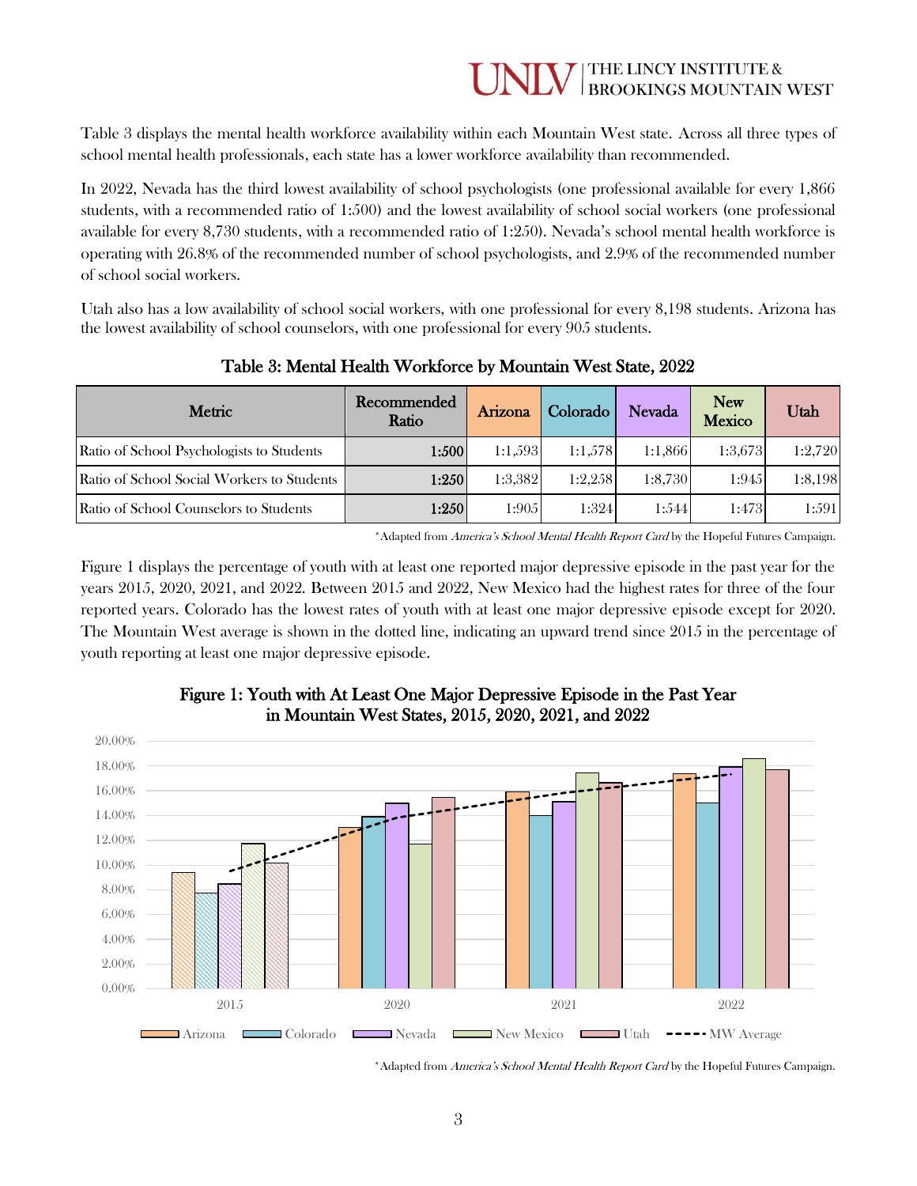Table 3 displays the mental health workforce availability within each Mountain West state. Across all three types of school mental health professionals, each state has a lower workforce availability than recommended.

In 2022, Nevada has the third lowest availability of school psychologists (one professional available for every 1,866 students, with a recommended ratio of 1:500) and the lowest availability of school social workers (one professional available for every 8,730 students, with a recommended ratio of 1:250). Nevada's school mental health workforce is operating with 26.8% of the recommended number of school psychologists, and 2.9% of the recommended number of school social workers.

Utah also has a low availability of school social workers, with one professional for every 8,198 students. Arizona has the lowest availability of school counselors, with one professional for every 905 students.

**Table 3: Mental Health Workforce by Mountain West State, 2022**

| Metric | Recommended Ratio | Arizona | Colorado | Nevada | New Mexico | Utah |
|---|---|---|---|---|---|---|
| Ratio of School Psychologists to Students | 1:500 | 1:1,593 | 1:1,578 | 1:1,866 | 1:3,673 | 1:2,720 |
| Ratio of School Social Workers to Students | 1:250 | 1:3,382 | 1:2,258 | 1:8,730 | 1:945 | 1:8,198 |
| Ratio of School Counselors to Students | 1:250 | 1:905 | 1:324 | 1:544 | 1:473 | 1:591 |

*Adapted from *America's School Mental Health Report Card* by the Hopeful Futures Campaign.

Figure 1 displays the percentage of youth with at least one reported major depressive episode in the past year for the years 2015, 2020, 2021, and 2022. Between 2015 and 2022, New Mexico had the highest rates for three of the four reported years. Colorado has the lowest rates of youth with at least one major depressive episode except for 2020. The Mountain West average is shown in the dotted line, indicating an upward trend since 2015 in the percentage of youth reporting at least one major depressive episode.

**Figure 1: Youth with At Least One Major Depressive Episode in the Past Year in Mountain West States, 2015, 2020, 2021, and 2022**

*Adapted from *America's School Mental Health Report Card* by the Hopeful Futures Campaign.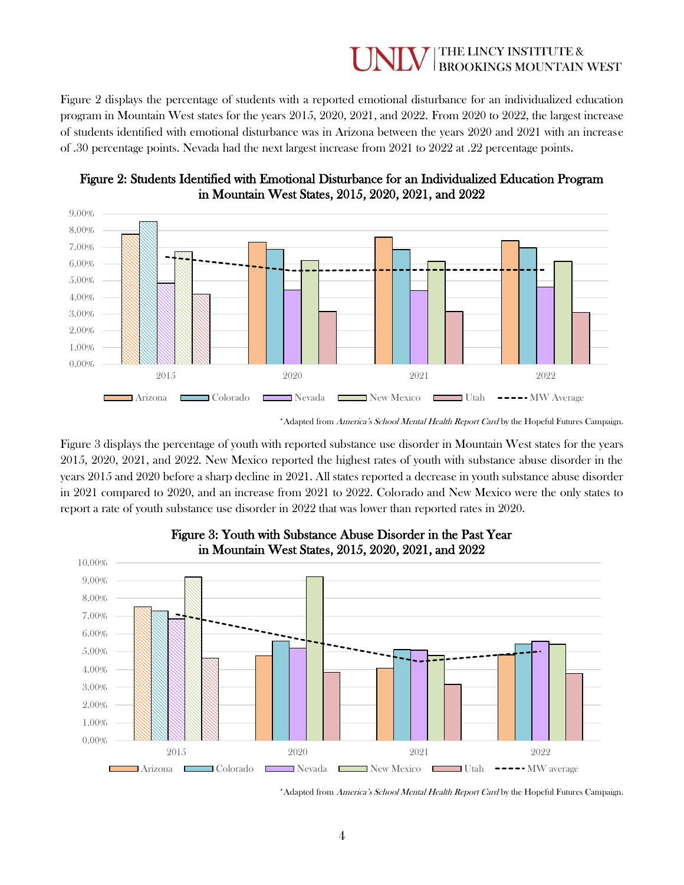Figure 2 displays the percentage of students with a reported emotional disturbance for an individualized education program in Mountain West states for the years 2015, 2020, 2021, and 2022. From 2020 to 2022, the largest increase of students identified with emotional disturbance was in Arizona between the years 2020 and 2021 with an increase of .30 percentage points. Nevada had the next largest increase from 2021 to 2022 at .22 percentage points.

**Figure 2: Students Identified with Emotional Disturbance for an Individualized Education Program in Mountain West States, 2015, 2020, 2021, and 2022**

9.00%
8.00%
7.00%
6.00%
5.00%
4.00%
3.00%
2.00%
1.00%
0.00%

2015
2020
2021
2022

Arizona
Colorado
Nevada
New Mexico
Utah
MW Average

*Adapted from *America's School Mental Health Report Card* by the Hopeful Futures Campaign.

Figure 3 displays the percentage of youth with reported substance use disorder in Mountain West states for the years 2015, 2020, 2021, and 2022. New Mexico reported the highest rates of youth with substance abuse disorder in the years 2015 and 2020 before a sharp decline in 2021. All states reported a decrease in youth substance abuse disorder in 2021 compared to 2020, and an increase from 2021 to 2022. Colorado and New Mexico were the only states to report a rate of youth substance use disorder in 2022 that was lower than reported rates in 2020.

**Figure 3: Youth with Substance Abuse Disorder in the Past Year in Mountain West States, 2015, 2020, 2021, and 2022**

10.00%
9.00%
8.00%
7.00%
6.00%
5.00%
4.00%
3.00%
2.00%
1.00%
0.00%

2015
2020
2021
2022

Arizona
Colorado
Nevada
New Mexico
Utah
MW average

*Adapted from *America's School Mental Health Report Card* by the Hopeful Futures Campaign.